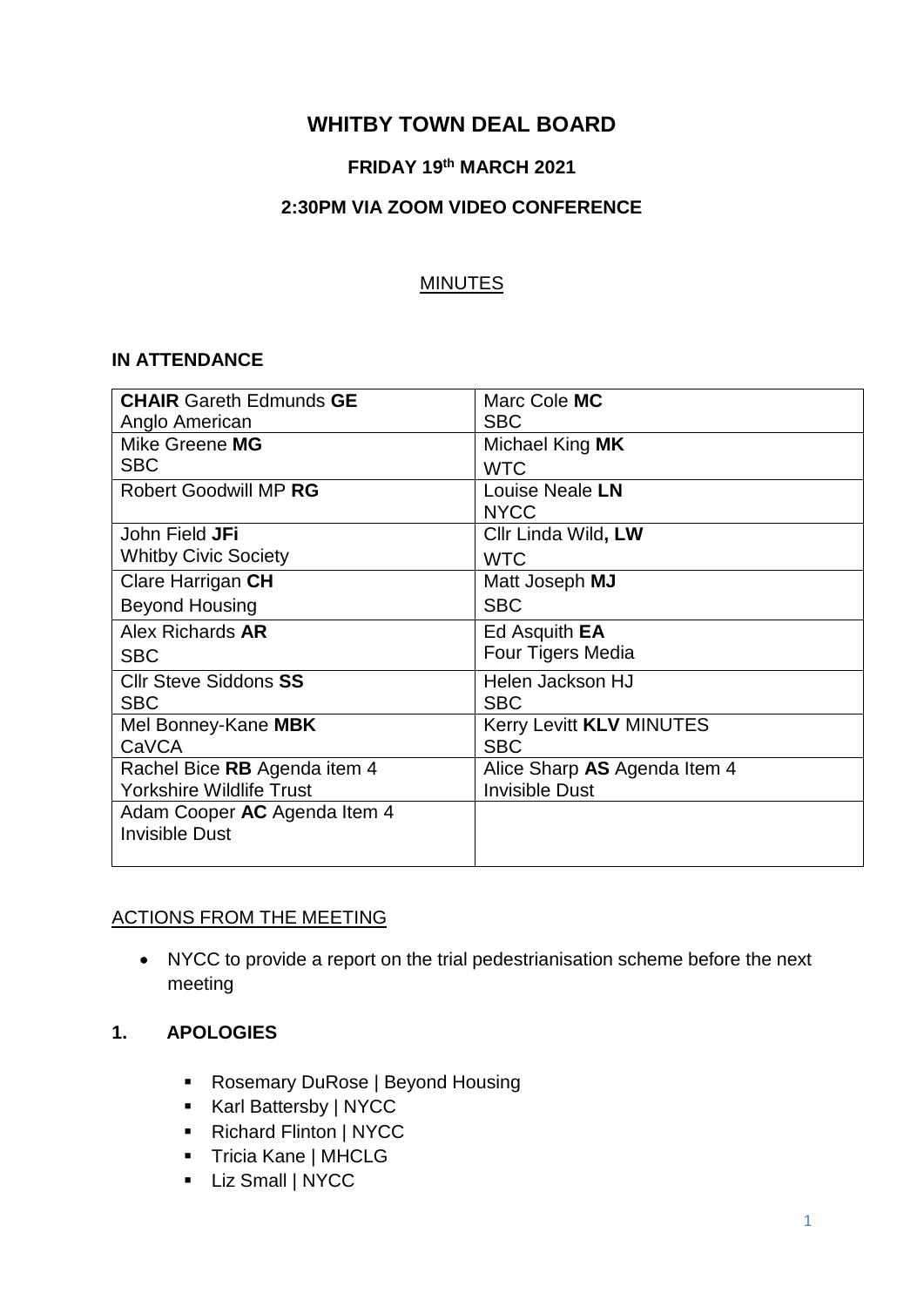# WHITBY TOWN DEAL BOARD

## FRIDAY 19th MARCH 2021

## 2:30PM VIA ZOOM VIDEO CONFERENCE

MINUTES

### IN ATTENDANCE

| | |
|---|---|
| **CHAIR** Gareth Edmunds **GE**<br>Anglo American | Marc Cole **MC**<br>SBC |
| Mike Greene **MG**<br>SBC | Michael King **MK**<br>WTC |
| Robert Goodwill MP **RG** | Louise Neale **LN**<br>NYCC |
| John Field **JFi**<br>Whitby Civic Society | Cllr Linda Wild**, LW**<br>WTC |
| Clare Harrigan **CH**<br>Beyond Housing | Matt Joseph **MJ**<br>SBC |
| Alex Richards **AR**<br>SBC | Ed Asquith **EA**<br>Four Tigers Media |
| Cllr Steve Siddons **SS**<br>SBC | Helen Jackson HJ<br>SBC |
| Mel Bonney-Kane **MBK**<br>CaVCA | Kerry Levitt **KLV** MINUTES<br>SBC |
| Rachel Bice **RB** Agenda item 4<br>Yorkshire Wildlife Trust | Alice Sharp **AS** Agenda Item 4<br>Invisible Dust |
| Adam Cooper **AC** Agenda Item 4<br>Invisible Dust | |

ACTIONS FROM THE MEETING

- NYCC to provide a report on the trial pedestrianisation scheme before the next meeting

### 1. APOLOGIES

- Rosemary DuRose | Beyond Housing
- Karl Battersby | NYCC
- Richard Flinton | NYCC
- Tricia Kane | MHCLG
- Liz Small | NYCC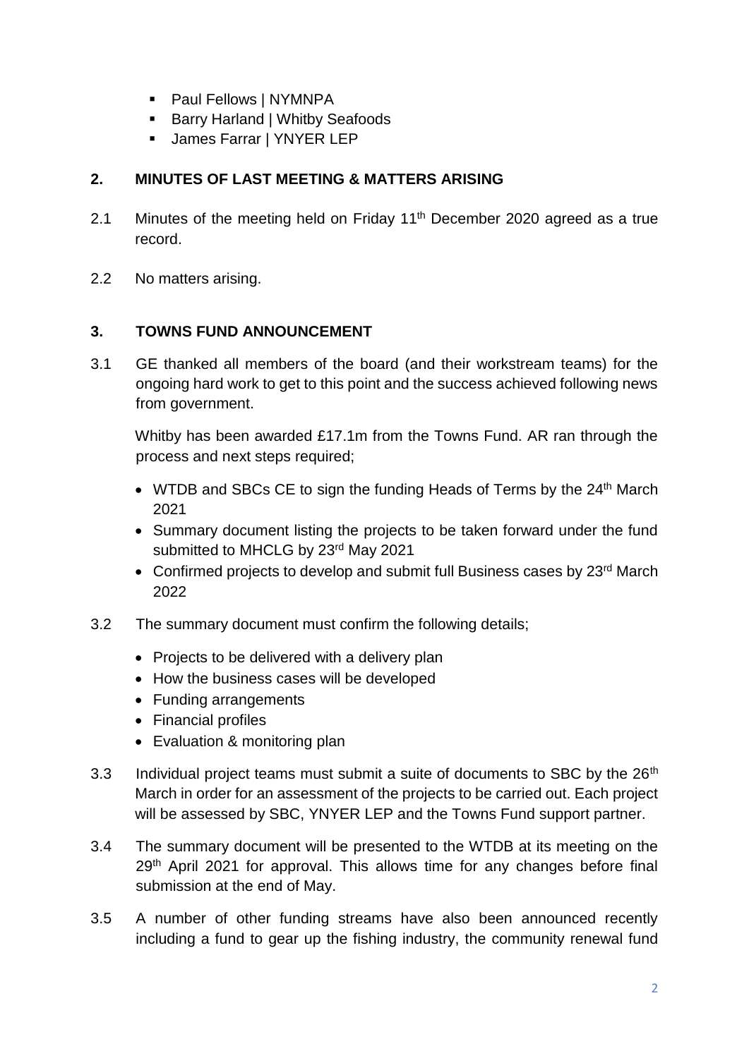- Paul Fellows | NYMNPA
- Barry Harland | Whitby Seafoods
- James Farrar | YNYER LEP

## 2. MINUTES OF LAST MEETING & MATTERS ARISING

2.1 Minutes of the meeting held on Friday 11th December 2020 agreed as a true record.

2.2 No matters arising.

## 3. TOWNS FUND ANNOUNCEMENT

3.1 GE thanked all members of the board (and their workstream teams) for the ongoing hard work to get to this point and the success achieved following news from government.

Whitby has been awarded £17.1m from the Towns Fund. AR ran through the process and next steps required;

- WTDB and SBCs CE to sign the funding Heads of Terms by the 24th March 2021
- Summary document listing the projects to be taken forward under the fund submitted to MHCLG by 23rd May 2021
- Confirmed projects to develop and submit full Business cases by 23rd March 2022

3.2 The summary document must confirm the following details;

- Projects to be delivered with a delivery plan
- How the business cases will be developed
- Funding arrangements
- Financial profiles
- Evaluation & monitoring plan

3.3 Individual project teams must submit a suite of documents to SBC by the 26th March in order for an assessment of the projects to be carried out. Each project will be assessed by SBC, YNYER LEP and the Towns Fund support partner.

3.4 The summary document will be presented to the WTDB at its meeting on the 29th April 2021 for approval. This allows time for any changes before final submission at the end of May.

3.5 A number of other funding streams have also been announced recently including a fund to gear up the fishing industry, the community renewal fund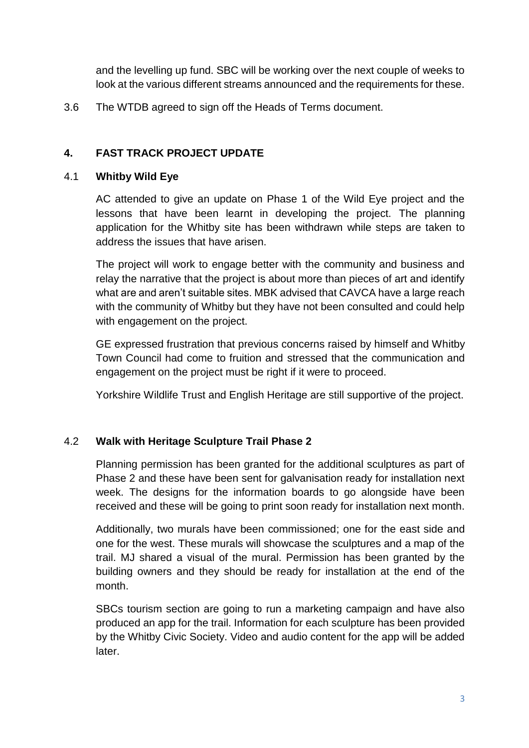and the levelling up fund. SBC will be working over the next couple of weeks to look at the various different streams announced and the requirements for these.

3.6 The WTDB agreed to sign off the Heads of Terms document.

## 4. FAST TRACK PROJECT UPDATE

### 4.1 Whitby Wild Eye

AC attended to give an update on Phase 1 of the Wild Eye project and the lessons that have been learnt in developing the project. The planning application for the Whitby site has been withdrawn while steps are taken to address the issues that have arisen.

The project will work to engage better with the community and business and relay the narrative that the project is about more than pieces of art and identify what are and aren't suitable sites. MBK advised that CAVCA have a large reach with the community of Whitby but they have not been consulted and could help with engagement on the project.

GE expressed frustration that previous concerns raised by himself and Whitby Town Council had come to fruition and stressed that the communication and engagement on the project must be right if it were to proceed.

Yorkshire Wildlife Trust and English Heritage are still supportive of the project.

### 4.2 Walk with Heritage Sculpture Trail Phase 2

Planning permission has been granted for the additional sculptures as part of Phase 2 and these have been sent for galvanisation ready for installation next week. The designs for the information boards to go alongside have been received and these will be going to print soon ready for installation next month.

Additionally, two murals have been commissioned; one for the east side and one for the west. These murals will showcase the sculptures and a map of the trail. MJ shared a visual of the mural. Permission has been granted by the building owners and they should be ready for installation at the end of the month.

SBCs tourism section are going to run a marketing campaign and have also produced an app for the trail. Information for each sculpture has been provided by the Whitby Civic Society. Video and audio content for the app will be added later.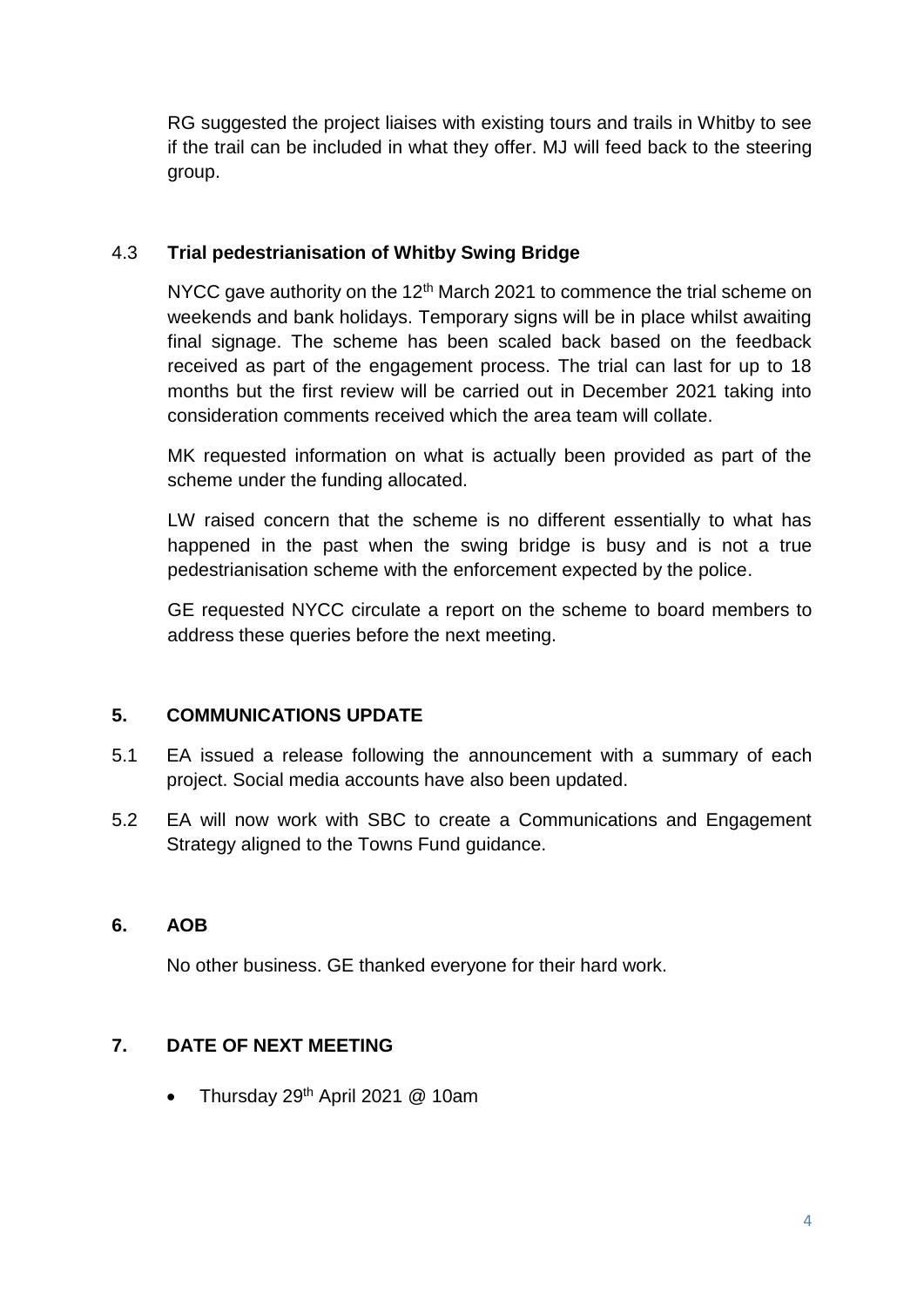RG suggested the project liaises with existing tours and trails in Whitby to see if the trail can be included in what they offer. MJ will feed back to the steering group.

### 4.3 **Trial pedestrianisation of Whitby Swing Bridge**

NYCC gave authority on the 12th March 2021 to commence the trial scheme on weekends and bank holidays. Temporary signs will be in place whilst awaiting final signage. The scheme has been scaled back based on the feedback received as part of the engagement process. The trial can last for up to 18 months but the first review will be carried out in December 2021 taking into consideration comments received which the area team will collate.

MK requested information on what is actually been provided as part of the scheme under the funding allocated.

LW raised concern that the scheme is no different essentially to what has happened in the past when the swing bridge is busy and is not a true pedestrianisation scheme with the enforcement expected by the police.

GE requested NYCC circulate a report on the scheme to board members to address these queries before the next meeting.

## 5. COMMUNICATIONS UPDATE

5.1 EA issued a release following the announcement with a summary of each project. Social media accounts have also been updated.

5.2 EA will now work with SBC to create a Communications and Engagement Strategy aligned to the Towns Fund guidance.

## 6. AOB

No other business. GE thanked everyone for their hard work.

## 7. DATE OF NEXT MEETING

- Thursday 29th April 2021 @ 10am